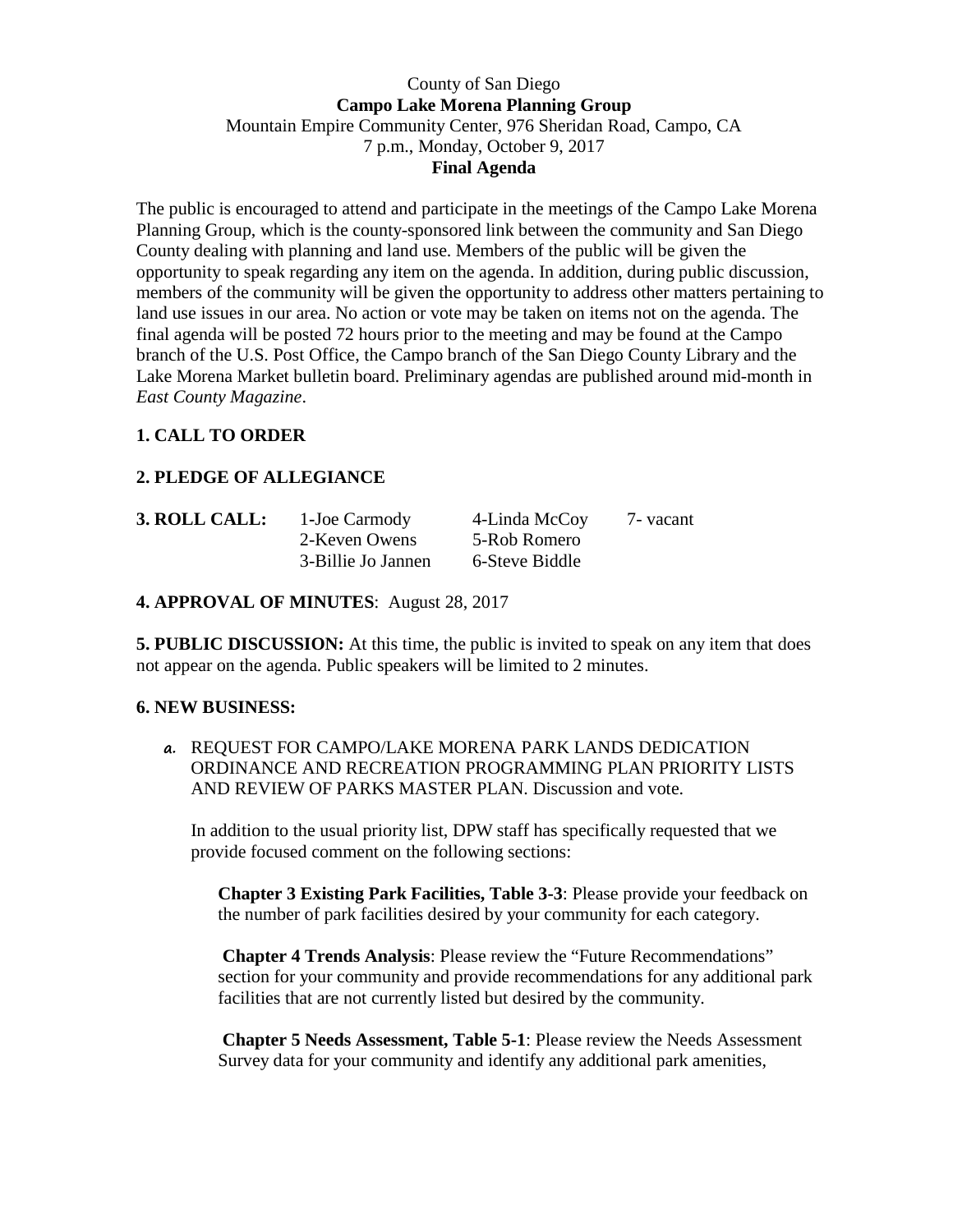County of San Diego
**Campo Lake Morena Planning Group**
Mountain Empire Community Center, 976 Sheridan Road, Campo, CA
7 p.m., Monday, October 9, 2017
**Final Agenda**

The public is encouraged to attend and participate in the meetings of the Campo Lake Morena Planning Group, which is the county-sponsored link between the community and San Diego County dealing with planning and land use. Members of the public will be given the opportunity to speak regarding any item on the agenda. In addition, during public discussion, members of the community will be given the opportunity to address other matters pertaining to land use issues in our area. No action or vote may be taken on items not on the agenda. The final agenda will be posted 72 hours prior to the meeting and may be found at the Campo branch of the U.S. Post Office, the Campo branch of the San Diego County Library and the Lake Morena Market bulletin board. Preliminary agendas are published around mid-month in *East County Magazine*.

**1. CALL TO ORDER**

**2. PLEDGE OF ALLEGIANCE**

| **3. ROLL CALL:** | 1-Joe Carmody | 4-Linda McCoy | 7- vacant |
|---|---|---|---|
| | 2-Keven Owens | 5-Rob Romero | |
| | 3-Billie Jo Jannen | 6-Steve Biddle | |

**4. APPROVAL OF MINUTES**: August 28, 2017

**5. PUBLIC DISCUSSION:** At this time, the public is invited to speak on any item that does not appear on the agenda. Public speakers will be limited to 2 minutes.

**6. NEW BUSINESS:**

a. REQUEST FOR CAMPO/LAKE MORENA PARK LANDS DEDICATION ORDINANCE AND RECREATION PROGRAMMING PLAN PRIORITY LISTS AND REVIEW OF PARKS MASTER PLAN. Discussion and vote.

   In addition to the usual priority list, DPW staff has specifically requested that we provide focused comment on the following sections:

   **Chapter 3 Existing Park Facilities, Table 3-3**: Please provide your feedback on the number of park facilities desired by your community for each category.

   **Chapter 4 Trends Analysis**: Please review the "Future Recommendations" section for your community and provide recommendations for any additional park facilities that are not currently listed but desired by the community.

   **Chapter 5 Needs Assessment, Table 5-1**: Please review the Needs Assessment Survey data for your community and identify any additional park amenities,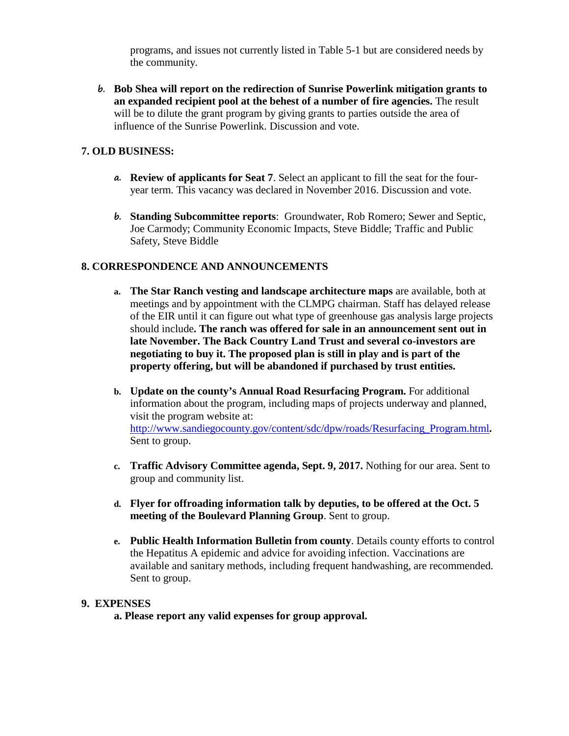programs, and issues not currently listed in Table 5-1 but are considered needs by the community.

b. **Bob Shea will report on the redirection of Sunrise Powerlink mitigation grants to an expanded recipient pool at the behest of a number of fire agencies.** The result will be to dilute the grant program by giving grants to parties outside the area of influence of the Sunrise Powerlink. Discussion and vote.

## 7. OLD BUSINESS:

a. **Review of applicants for Seat 7**. Select an applicant to fill the seat for the four-year term. This vacancy was declared in November 2016. Discussion and vote.

b. **Standing Subcommittee reports**: Groundwater, Rob Romero; Sewer and Septic, Joe Carmody; Community Economic Impacts, Steve Biddle; Traffic and Public Safety, Steve Biddle

## 8. CORRESPONDENCE AND ANNOUNCEMENTS

a. **The Star Ranch vesting and landscape architecture maps** are available, both at meetings and by appointment with the CLMPG chairman. Staff has delayed release of the EIR until it can figure out what type of greenhouse gas analysis large projects should include**. The ranch was offered for sale in an announcement sent out in late November. The Back Country Land Trust and several co-investors are negotiating to buy it. The proposed plan is still in play and is part of the property offering, but will be abandoned if purchased by trust entities.**

b. **Update on the county's Annual Road Resurfacing Program.** For additional information about the program, including maps of projects underway and planned, visit the program website at: [http://www.sandiegocounty.gov/content/sdc/dpw/roads/Resurfacing_Program.html](http://www.sandiegocounty.gov/content/sdc/dpw/roads/Resurfacing_Program.html)**.** Sent to group.

c. **Traffic Advisory Committee agenda, Sept. 9, 2017.** Nothing for our area. Sent to group and community list.

d. **Flyer for offroading information talk by deputies, to be offered at the Oct. 5 meeting of the Boulevard Planning Group**. Sent to group.

e. **Public Health Information Bulletin from county**. Details county efforts to control the Hepatitus A epidemic and advice for avoiding infection. Vaccinations are available and sanitary methods, including frequent handwashing, are recommended. Sent to group.

## 9. EXPENSES

**a. Please report any valid expenses for group approval.**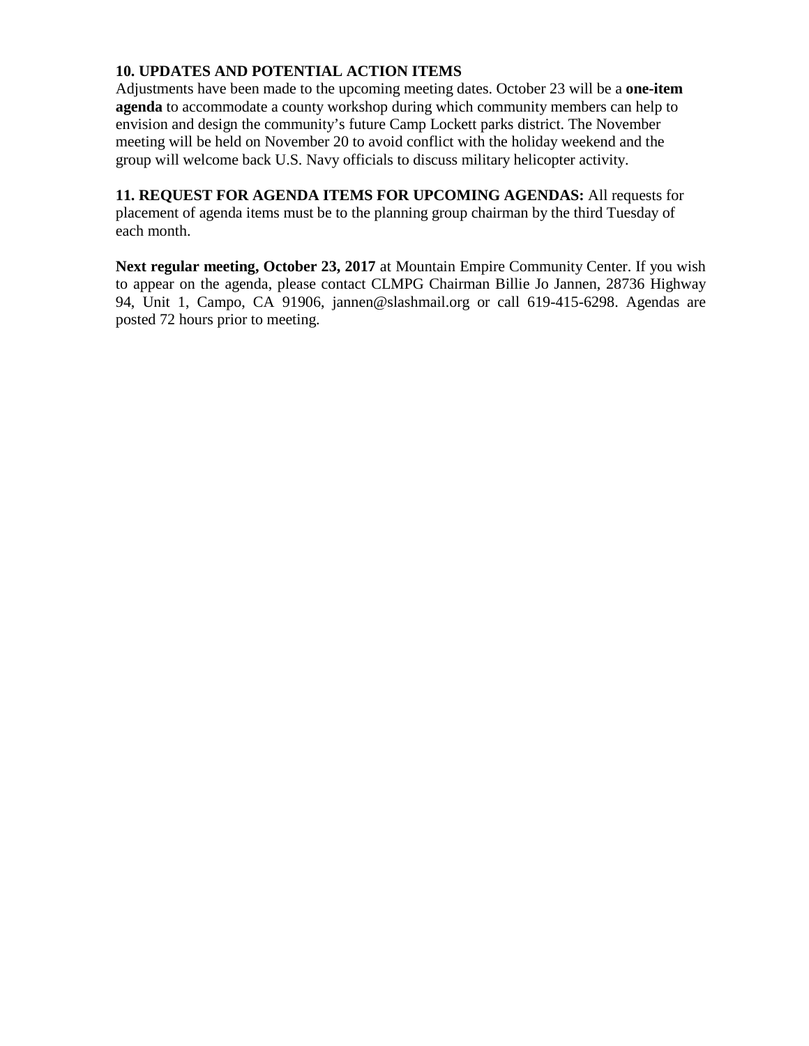**10. UPDATES AND POTENTIAL ACTION ITEMS**
Adjustments have been made to the upcoming meeting dates. October 23 will be a **one-item agenda** to accommodate a county workshop during which community members can help to envision and design the community's future Camp Lockett parks district. The November meeting will be held on November 20 to avoid conflict with the holiday weekend and the group will welcome back U.S. Navy officials to discuss military helicopter activity.

**11. REQUEST FOR AGENDA ITEMS FOR UPCOMING AGENDAS:** All requests for placement of agenda items must be to the planning group chairman by the third Tuesday of each month.

**Next regular meeting, October 23, 2017** at Mountain Empire Community Center. If you wish to appear on the agenda, please contact CLMPG Chairman Billie Jo Jannen, 28736 Highway 94, Unit 1, Campo, CA 91906, jannen@slashmail.org or call 619-415-6298. Agendas are posted 72 hours prior to meeting.